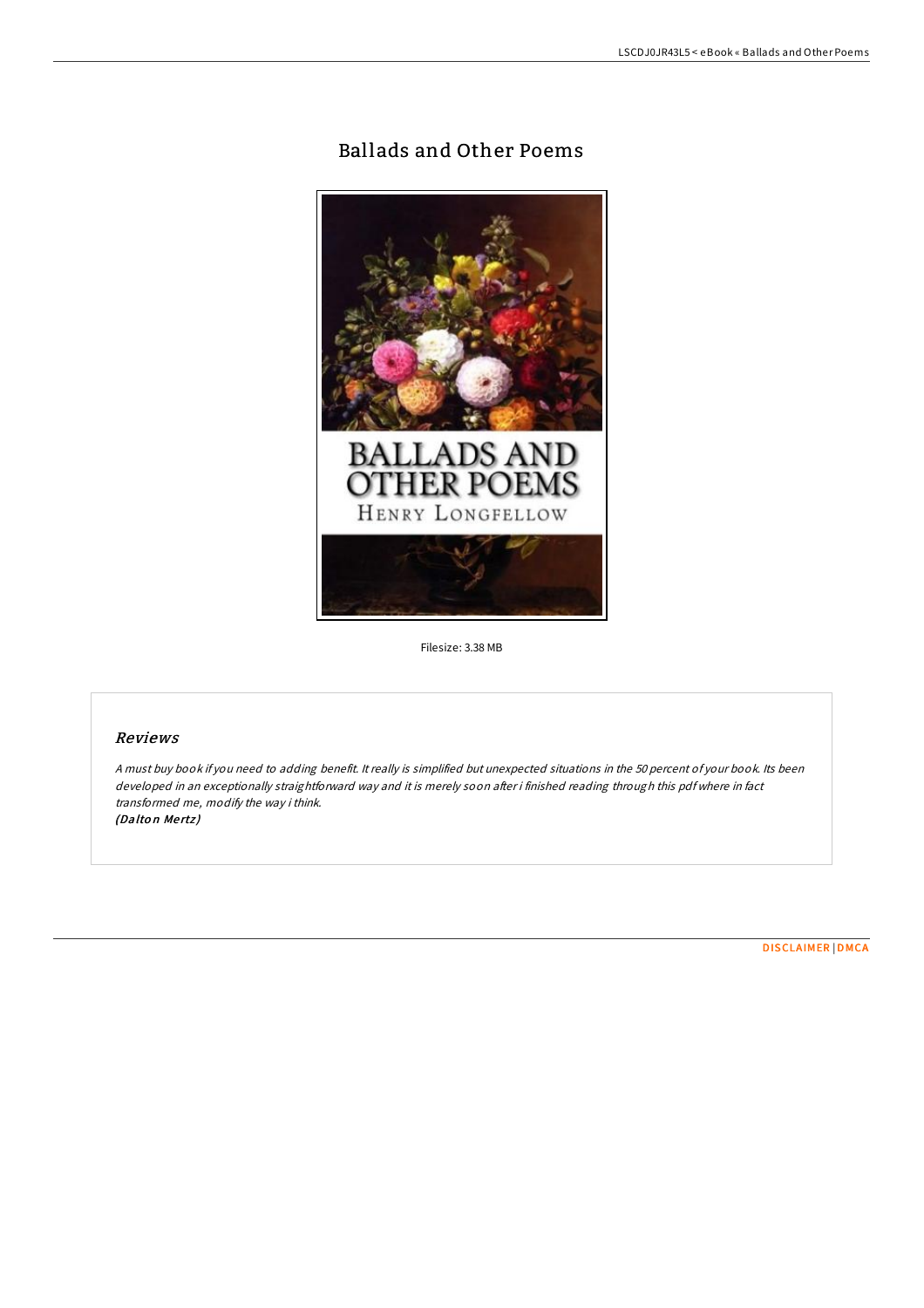# Ballads and Other Poems

Filesize: 3.38 MB

## Reviews

*A must buy book if you need to adding benefit. It really is simplified but unexpected situations in the 50 percent of your book. Its been developed in an exceptionally straightforward way and it is merely soon after i finished reading through this pdf where in fact transformed me, modify the way i think.*
*(Dalton Mertz)*

[DISCLAIMER](#) | [DMCA](#)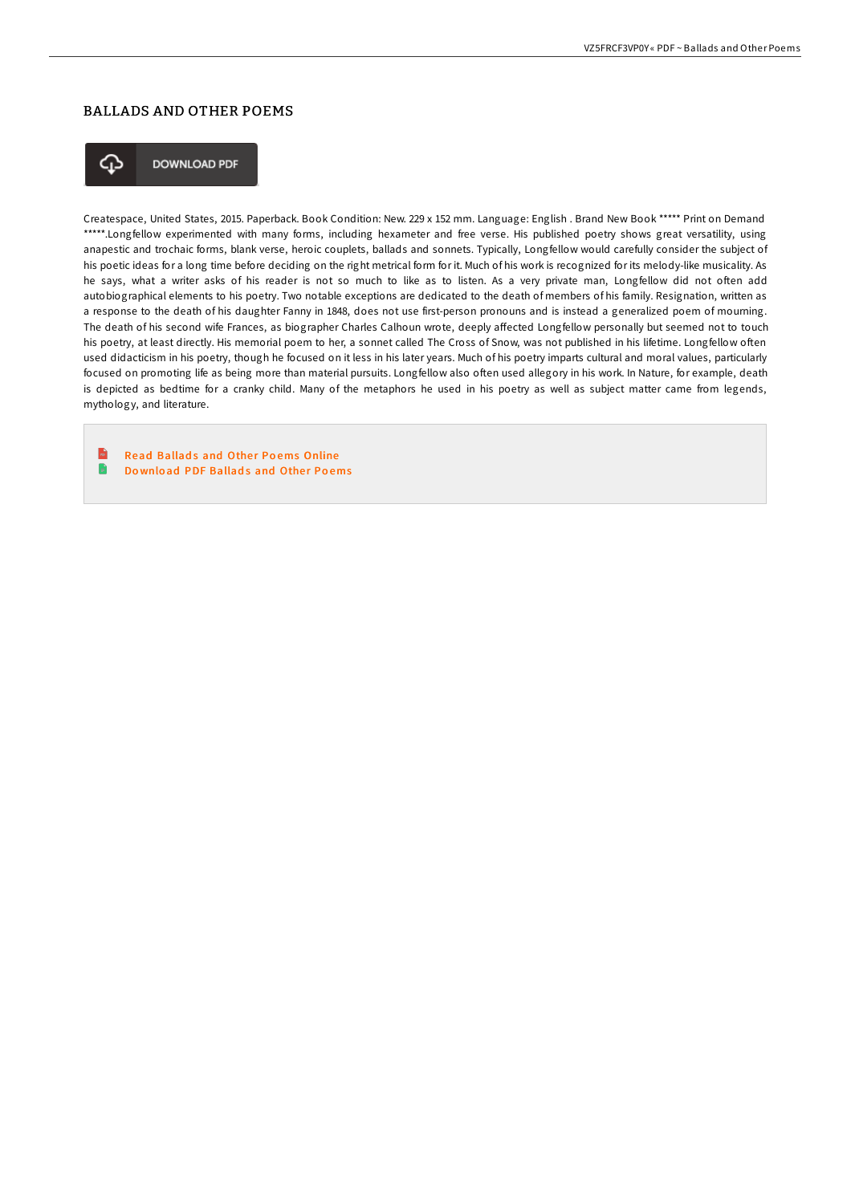# BALLADS AND OTHER POEMS

DOWNLOAD PDF

Createspace, United States, 2015. Paperback. Book Condition: New. 229 x 152 mm. Language: English . Brand New Book ***** Print on Demand *****.Longfellow experimented with many forms, including hexameter and free verse. His published poetry shows great versatility, using anapestic and trochaic forms, blank verse, heroic couplets, ballads and sonnets. Typically, Longfellow would carefully consider the subject of his poetic ideas for a long time before deciding on the right metrical form for it. Much of his work is recognized for its melody-like musicality. As he says, what a writer asks of his reader is not so much to like as to listen. As a very private man, Longfellow did not often add autobiographical elements to his poetry. Two notable exceptions are dedicated to the death of members of his family. Resignation, written as a response to the death of his daughter Fanny in 1848, does not use first-person pronouns and is instead a generalized poem of mourning. The death of his second wife Frances, as biographer Charles Calhoun wrote, deeply affected Longfellow personally but seemed not to touch his poetry, at least directly. His memorial poem to her, a sonnet called The Cross of Snow, was not published in his lifetime. Longfellow often used didacticism in his poetry, though he focused on it less in his later years. Much of his poetry imparts cultural and moral values, particularly focused on promoting life as being more than material pursuits. Longfellow also often used allegory in his work. In Nature, for example, death is depicted as bedtime for a cranky child. Many of the metaphors he used in his poetry as well as subject matter came from legends, mythology, and literature.

- Read Ballads and Other Poems Online
- Download PDF Ballads and Other Poems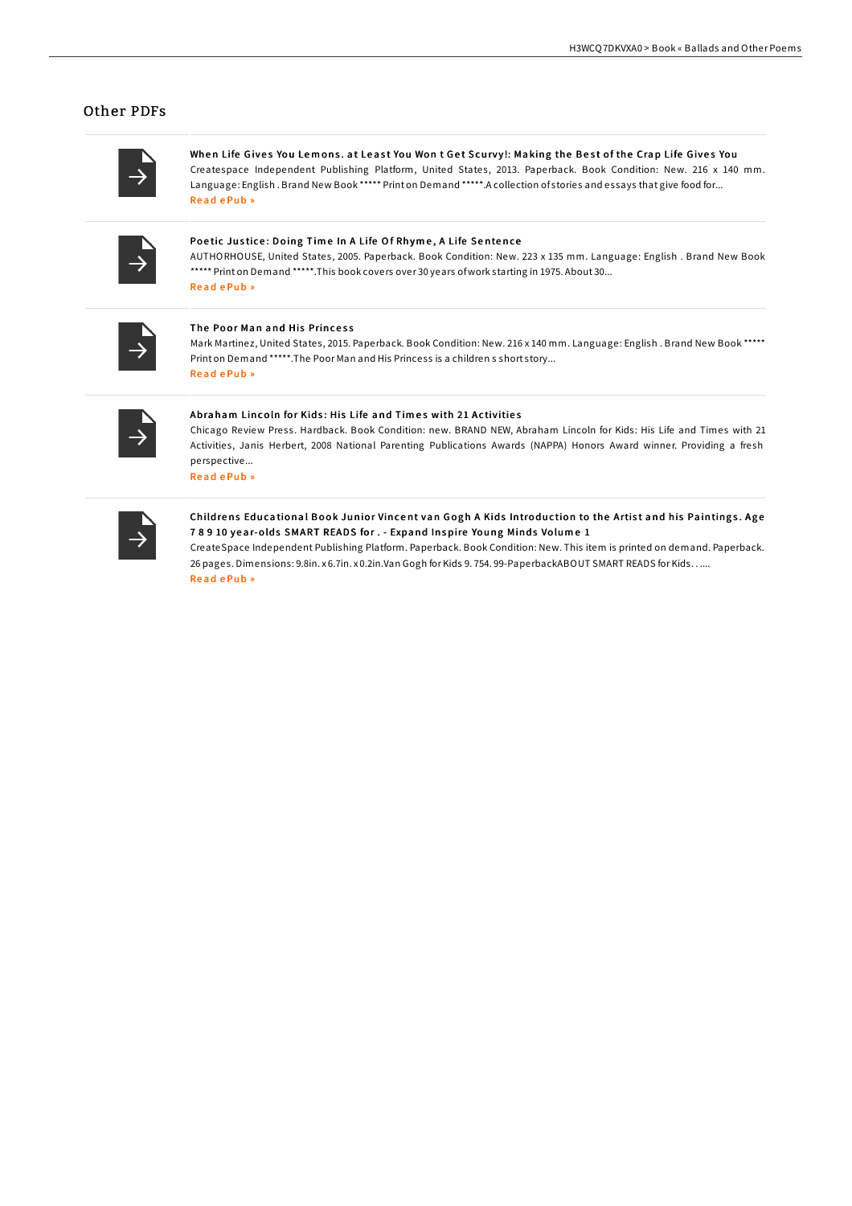## Other PDFs

**When Life Gives You Lemons. at Least You Won t Get Scurvy!: Making the Best of the Crap Life Gives You**

Createspace Independent Publishing Platform, United States, 2013. Paperback. Book Condition: New. 216 x 140 mm. Language: English . Brand New Book ***** Print on Demand *****.A collection of stories and essays that give food for...

Read ePub »

**Poetic Justice: Doing Time In A Life Of Rhyme, A Life Sentence**

AUTHORHOUSE, United States, 2005. Paperback. Book Condition: New. 223 x 135 mm. Language: English . Brand New Book ***** Print on Demand *****.This book covers over 30 years of work starting in 1975. About 30...

Read ePub »

**The Poor Man and His Princess**

Mark Martinez, United States, 2015. Paperback. Book Condition: New. 216 x 140 mm. Language: English . Brand New Book ***** Print on Demand *****.The Poor Man and His Princess is a children s short story...

Read ePub »

**Abraham Lincoln for Kids: His Life and Times with 21 Activities**

Chicago Review Press. Hardback. Book Condition: new. BRAND NEW, Abraham Lincoln for Kids: His Life and Times with 21 Activities, Janis Herbert, 2008 National Parenting Publications Awards (NAPPA) Honors Award winner. Providing a fresh perspective...

Read ePub »

**Childrens Educational Book Junior Vincent van Gogh A Kids Introduction to the Artist and his Paintings. Age 7 8 9 10 year-olds SMART READS for . - Expand Inspire Young Minds Volume 1**

CreateSpace Independent Publishing Platform. Paperback. Book Condition: New. This item is printed on demand. Paperback. 26 pages. Dimensions: 9.8in. x 6.7in. x 0.2in.Van Gogh for Kids 9. 754. 99-PaperbackABOUT SMART READS for Kids. . ....

Read ePub »